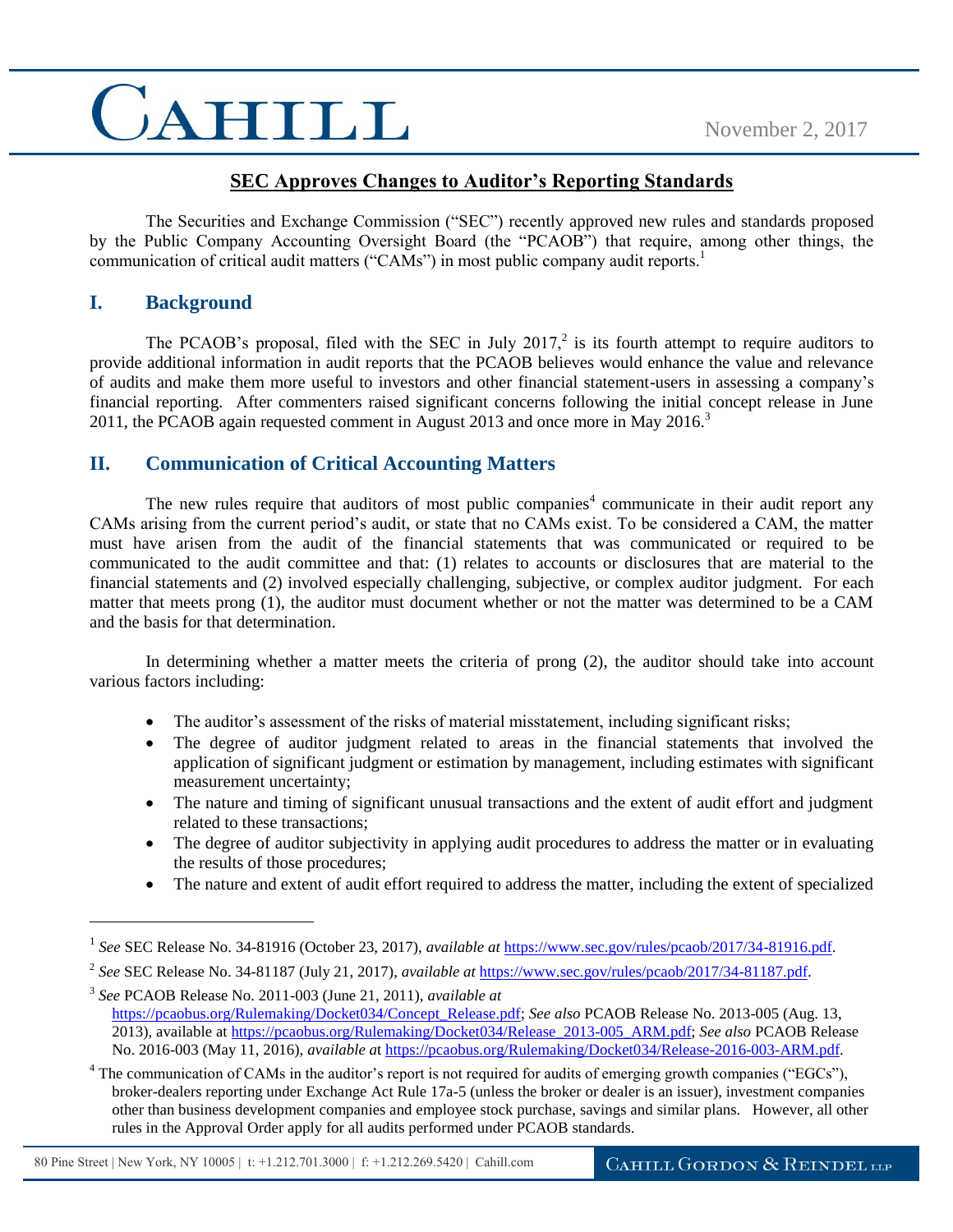November 2, 2017

## SEC Approves Changes to Auditor's Reporting Standards

The Securities and Exchange Commission ("SEC") recently approved new rules and standards proposed by the Public Company Accounting Oversight Board (the "PCAOB") that require, among other things, the communication of critical audit matters ("CAMs") in most public company audit reports.[1]

## I. Background

The PCAOB's proposal, filed with the SEC in July 2017,[2] is its fourth attempt to require auditors to provide additional information in audit reports that the PCAOB believes would enhance the value and relevance of audits and make them more useful to investors and other financial statement-users in assessing a company's financial reporting. After commenters raised significant concerns following the initial concept release in June 2011, the PCAOB again requested comment in August 2013 and once more in May 2016.[3]

## II. Communication of Critical Accounting Matters

The new rules require that auditors of most public companies[4] communicate in their audit report any CAMs arising from the current period's audit, or state that no CAMs exist. To be considered a CAM, the matter must have arisen from the audit of the financial statements that was communicated or required to be communicated to the audit committee and that: (1) relates to accounts or disclosures that are material to the financial statements and (2) involved especially challenging, subjective, or complex auditor judgment. For each matter that meets prong (1), the auditor must document whether or not the matter was determined to be a CAM and the basis for that determination.

In determining whether a matter meets the criteria of prong (2), the auditor should take into account various factors including:

- The auditor's assessment of the risks of material misstatement, including significant risks;
- The degree of auditor judgment related to areas in the financial statements that involved the application of significant judgment or estimation by management, including estimates with significant measurement uncertainty;
- The nature and timing of significant unusual transactions and the extent of audit effort and judgment related to these transactions;
- The degree of auditor subjectivity in applying audit procedures to address the matter or in evaluating the results of those procedures;
- The nature and extent of audit effort required to address the matter, including the extent of specialized

---

[1] *See* SEC Release No. 34-81916 (October 23, 2017), *available at* https://www.sec.gov/rules/pcaob/2017/34-81916.pdf.

[2] *See* SEC Release No. 34-81187 (July 21, 2017), *available at* https://www.sec.gov/rules/pcaob/2017/34-81187.pdf.

[3] *See* PCAOB Release No. 2011-003 (June 21, 2011), *available at* https://pcaobus.org/Rulemaking/Docket034/Concept_Release.pdf; *See also* PCAOB Release No. 2013-005 (Aug. 13, 2013), available at https://pcaobus.org/Rulemaking/Docket034/Release_2013-005_ARM.pdf; *See also* PCAOB Release No. 2016-003 (May 11, 2016), *available at* https://pcaobus.org/Rulemaking/Docket034/Release-2016-003-ARM.pdf.

[4] The communication of CAMs in the auditor's report is not required for audits of emerging growth companies ("EGCs"), broker-dealers reporting under Exchange Act Rule 17a-5 (unless the broker or dealer is an issuer), investment companies other than business development companies and employee stock purchase, savings and similar plans. However, all other rules in the Approval Order apply for all audits performed under PCAOB standards.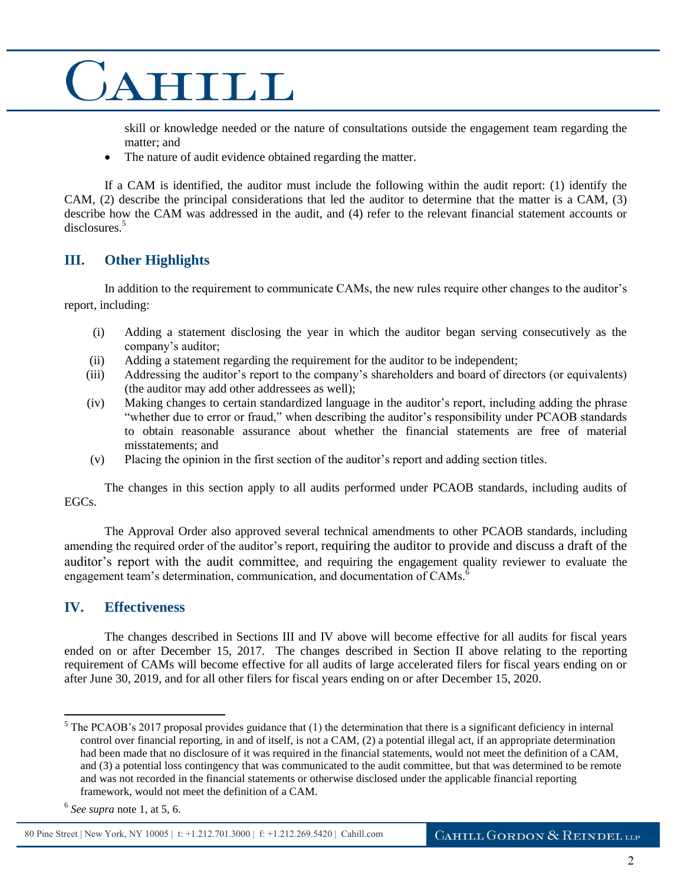skill or knowledge needed or the nature of consultations outside the engagement team regarding the matter; and

- The nature of audit evidence obtained regarding the matter.

If a CAM is identified, the auditor must include the following within the audit report: (1) identify the CAM, (2) describe the principal considerations that led the auditor to determine that the matter is a CAM, (3) describe how the CAM was addressed in the audit, and (4) refer to the relevant financial statement accounts or disclosures.[5]

## III. Other Highlights

In addition to the requirement to communicate CAMs, the new rules require other changes to the auditor's report, including:

(i) Adding a statement disclosing the year in which the auditor began serving consecutively as the company's auditor;

(ii) Adding a statement regarding the requirement for the auditor to be independent;

(iii) Addressing the auditor's report to the company's shareholders and board of directors (or equivalents) (the auditor may add other addressees as well);

(iv) Making changes to certain standardized language in the auditor's report, including adding the phrase "whether due to error or fraud," when describing the auditor's responsibility under PCAOB standards to obtain reasonable assurance about whether the financial statements are free of material misstatements; and

(v) Placing the opinion in the first section of the auditor's report and adding section titles.

The changes in this section apply to all audits performed under PCAOB standards, including audits of EGCs.

The Approval Order also approved several technical amendments to other PCAOB standards, including amending the required order of the auditor's report, requiring the auditor to provide and discuss a draft of the auditor's report with the audit committee, and requiring the engagement quality reviewer to evaluate the engagement team's determination, communication, and documentation of CAMs.[6]

## IV. Effectiveness

The changes described in Sections III and IV above will become effective for all audits for fiscal years ended on or after December 15, 2017. The changes described in Section II above relating to the reporting requirement of CAMs will become effective for all audits of large accelerated filers for fiscal years ending on or after June 30, 2019, and for all other filers for fiscal years ending on or after December 15, 2020.

---

[5] The PCAOB's 2017 proposal provides guidance that (1) the determination that there is a significant deficiency in internal control over financial reporting, in and of itself, is not a CAM, (2) a potential illegal act, if an appropriate determination had been made that no disclosure of it was required in the financial statements, would not meet the definition of a CAM, and (3) a potential loss contingency that was communicated to the audit committee, but that was determined to be remote and was not recorded in the financial statements or otherwise disclosed under the applicable financial reporting framework, would not meet the definition of a CAM.

[6] *See supra* note 1, at 5, 6.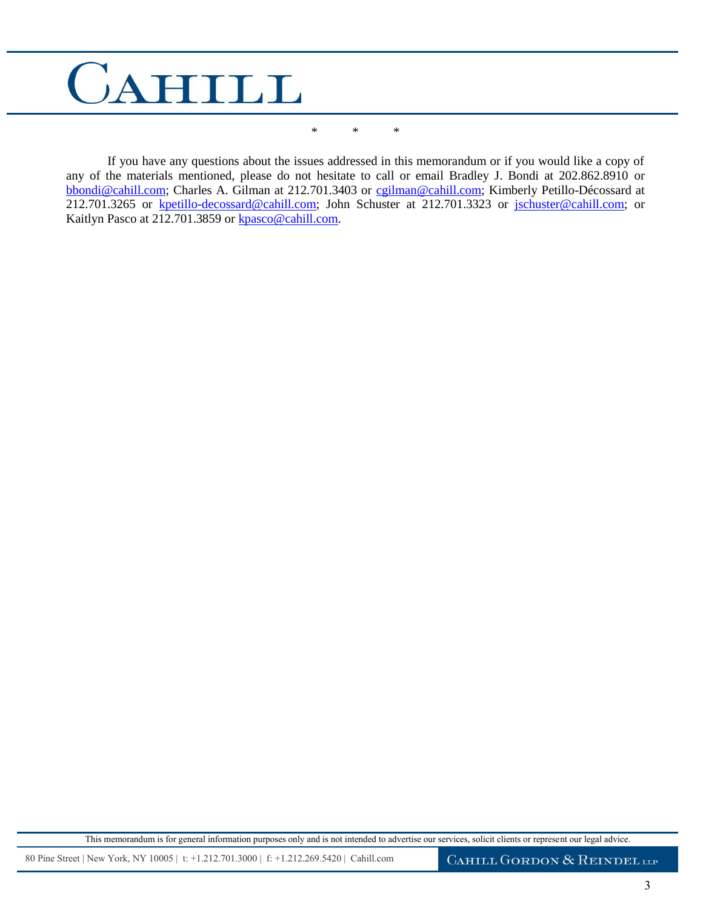*          *          *

If you have any questions about the issues addressed in this memorandum or if you would like a copy of any of the materials mentioned, please do not hesitate to call or email Bradley J. Bondi at 202.862.8910 or bbondi@cahill.com; Charles A. Gilman at 212.701.3403 or cgilman@cahill.com; Kimberly Petillo-Décossard at 212.701.3265 or kpetillo-decossard@cahill.com; John Schuster at 212.701.3323 or jschuster@cahill.com; or Kaitlyn Pasco at 212.701.3859 or kpasco@cahill.com.

This memorandum is for general information purposes only and is not intended to advertise our services, solicit clients or represent our legal advice.